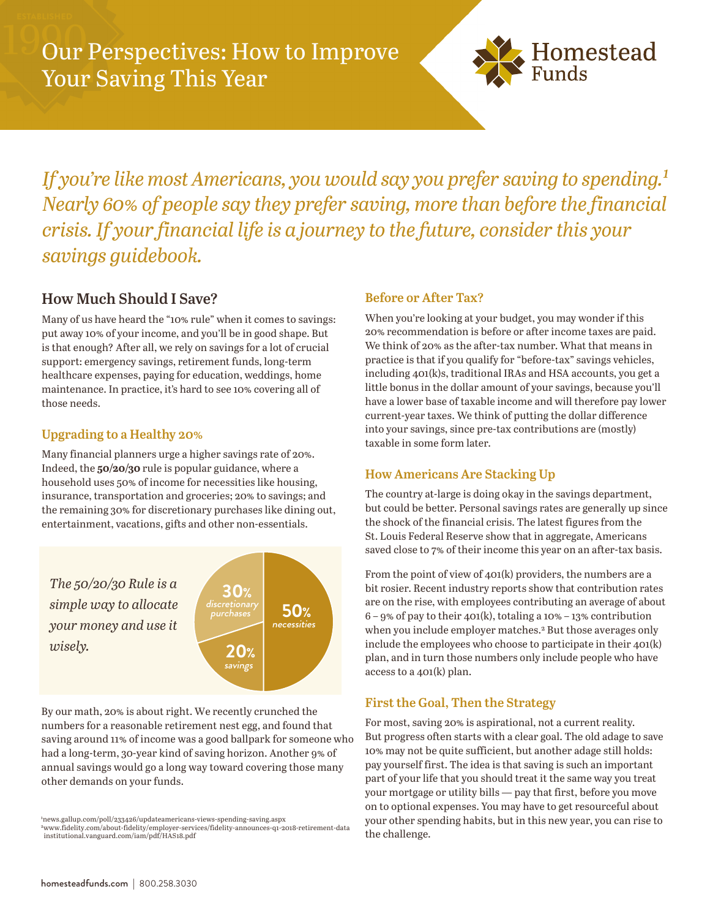# Our Perspectives: How to Improve Your Saving This Year

Homestead Funds

*If you're like most Americans, you would say you prefer saving to spending.[1] Nearly 60% of people say they prefer saving, more than before the financial crisis. If your financial life is a journey to the future, consider this your savings guidebook.*

## How Much Should I Save?

Many of us have heard the "10% rule" when it comes to savings: put away 10% of your income, and you'll be in good shape. But is that enough? After all, we rely on savings for a lot of crucial support: emergency savings, retirement funds, long-term healthcare expenses, paying for education, weddings, home maintenance. In practice, it's hard to see 10% covering all of those needs.

### Upgrading to a Healthy 20%

Many financial planners urge a higher savings rate of 20%. Indeed, the **50/20/30** rule is popular guidance, where a household uses 50% of income for necessities like housing, insurance, transportation and groceries; 20% to savings; and the remaining 30% for discretionary purchases like dining out, entertainment, vacations, gifts and other non-essentials.

*The 50/20/30 Rule is a simple way to allocate your money and use it wisely.*

- 50% necessities
- 20% savings
- 30% discretionary purchases

By our math, 20% is about right. We recently crunched the numbers for a reasonable retirement nest egg, and found that saving around 11% of income was a good ballpark for someone who had a long-term, 30-year kind of saving horizon. Another 9% of annual savings would go a long way toward covering those many other demands on your funds.

### Before or After Tax?

When you're looking at your budget, you may wonder if this 20% recommendation is before or after income taxes are paid. We think of 20% as the after-tax number. What that means in practice is that if you qualify for "before-tax" savings vehicles, including 401(k)s, traditional IRAs and HSA accounts, you get a little bonus in the dollar amount of your savings, because you'll have a lower base of taxable income and will therefore pay lower current-year taxes. We think of putting the dollar difference into your savings, since pre-tax contributions are (mostly) taxable in some form later.

### How Americans Are Stacking Up

The country at-large is doing okay in the savings department, but could be better. Personal savings rates are generally up since the shock of the financial crisis. The latest figures from the St. Louis Federal Reserve show that in aggregate, Americans saved close to 7% of their income this year on an after-tax basis.

From the point of view of 401(k) providers, the numbers are a bit rosier. Recent industry reports show that contribution rates are on the rise, with employees contributing an average of about 6 – 9% of pay to their 401(k), totaling a 10% – 13% contribution when you include employer matches.[2] But those averages only include the employees who choose to participate in their 401(k) plan, and in turn those numbers only include people who have access to a 401(k) plan.

### First the Goal, Then the Strategy

For most, saving 20% is aspirational, not a current reality. But progress often starts with a clear goal. The old adage to save 10% may not be quite sufficient, but another adage still holds: pay yourself first. The idea is that saving is such an important part of your life that you should treat it the same way you treat your mortgage or utility bills — pay that first, before you move on to optional expenses. You may have to get resourceful about your other spending habits, but in this new year, you can rise to the challenge.

[1] news.gallup.com/poll/233426/updateamericans-views-spending-saving.aspx
[2] www.fidelity.com/about-fidelity/employer-services/fidelity-announces-q1-2018-retirement-data
institutional.vanguard.com/iam/pdf/HAS18.pdf

homesteadfunds.com | 800.258.3030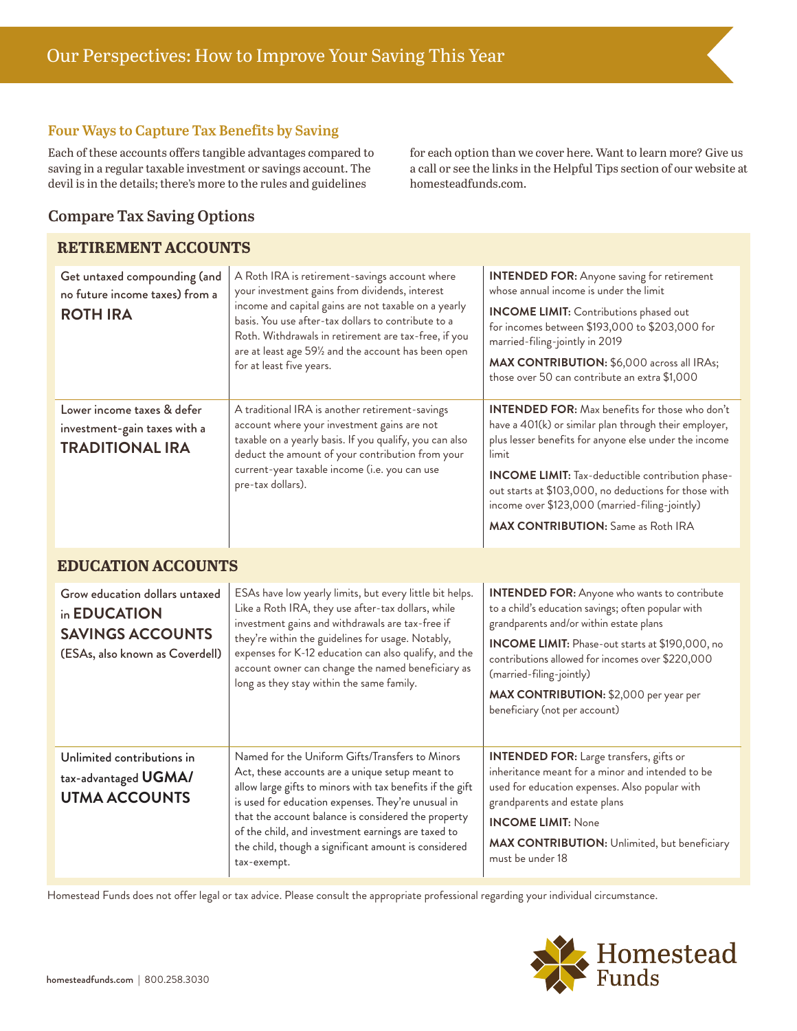# Our Perspectives: How to Improve Your Saving This Year

## Four Ways to Capture Tax Benefits by Saving

Each of these accounts offers tangible advantages compared to saving in a regular taxable investment or savings account. The devil is in the details; there's more to the rules and guidelines for each option than we cover here. Want to learn more? Give us a call or see the links in the Helpful Tips section of our website at homesteadfunds.com.

## Compare Tax Saving Options

### RETIREMENT ACCOUNTS

| | | |
|---|---|---|
| Get untaxed compounding (and no future income taxes) from a **ROTH IRA** | A Roth IRA is retirement-savings account where your investment gains from dividends, interest income and capital gains are not taxable on a yearly basis. You use after-tax dollars to contribute to a Roth. Withdrawals in retirement are tax-free, if you are at least age 59½ and the account has been open for at least five years. | **INTENDED FOR:** Anyone saving for retirement whose annual income is under the limit<br>**INCOME LIMIT:** Contributions phased out for incomes between $193,000 to $203,000 for married-filing-jointly in 2019<br>**MAX CONTRIBUTION:** $6,000 across all IRAs; those over 50 can contribute an extra $1,000 |
| Lower income taxes & defer investment-gain taxes with a **TRADITIONAL IRA** | A traditional IRA is another retirement-savings account where your investment gains are not taxable on a yearly basis. If you qualify, you can also deduct the amount of your contribution from your current-year taxable income (i.e. you can use pre-tax dollars). | **INTENDED FOR:** Max benefits for those who don't have a 401(k) or similar plan through their employer, plus lesser benefits for anyone else under the income limit<br>**INCOME LIMIT:** Tax-deductible contribution phase-out starts at $103,000, no deductions for those with income over $123,000 (married-filing-jointly)<br>**MAX CONTRIBUTION:** Same as Roth IRA |

### EDUCATION ACCOUNTS

| | | |
|---|---|---|
| Grow education dollars untaxed in **EDUCATION SAVINGS ACCOUNTS** (ESAs, also known as Coverdell) | ESAs have low yearly limits, but every little bit helps. Like a Roth IRA, they use after-tax dollars, while investment gains and withdrawals are tax-free if they're within the guidelines for usage. Notably, expenses for K-12 education can also qualify, and the account owner can change the named beneficiary as long as they stay within the same family. | **INTENDED FOR:** Anyone who wants to contribute to a child's education savings; often popular with grandparents and/or within estate plans<br>**INCOME LIMIT:** Phase-out starts at $190,000, no contributions allowed for incomes over $220,000 (married-filing-jointly)<br>**MAX CONTRIBUTION:** $2,000 per year per beneficiary (not per account) |
| Unlimited contributions in tax-advantaged **UGMA/ UTMA ACCOUNTS** | Named for the Uniform Gifts/Transfers to Minors Act, these accounts are a unique setup meant to allow large gifts to minors with tax benefits if the gift is used for education expenses. They're unusual in that the account balance is considered the property of the child, and investment earnings are taxed to the child, though a significant amount is considered tax-exempt. | **INTENDED FOR:** Large transfers, gifts or inheritance meant for a minor and intended to be used for education expenses. Also popular with grandparents and estate plans<br>**INCOME LIMIT:** None<br>**MAX CONTRIBUTION:** Unlimited, but beneficiary must be under 18 |

Homestead Funds does not offer legal or tax advice. Please consult the appropriate professional regarding your individual circumstance.

homesteadfunds.com | 800.258.3030

Homestead Funds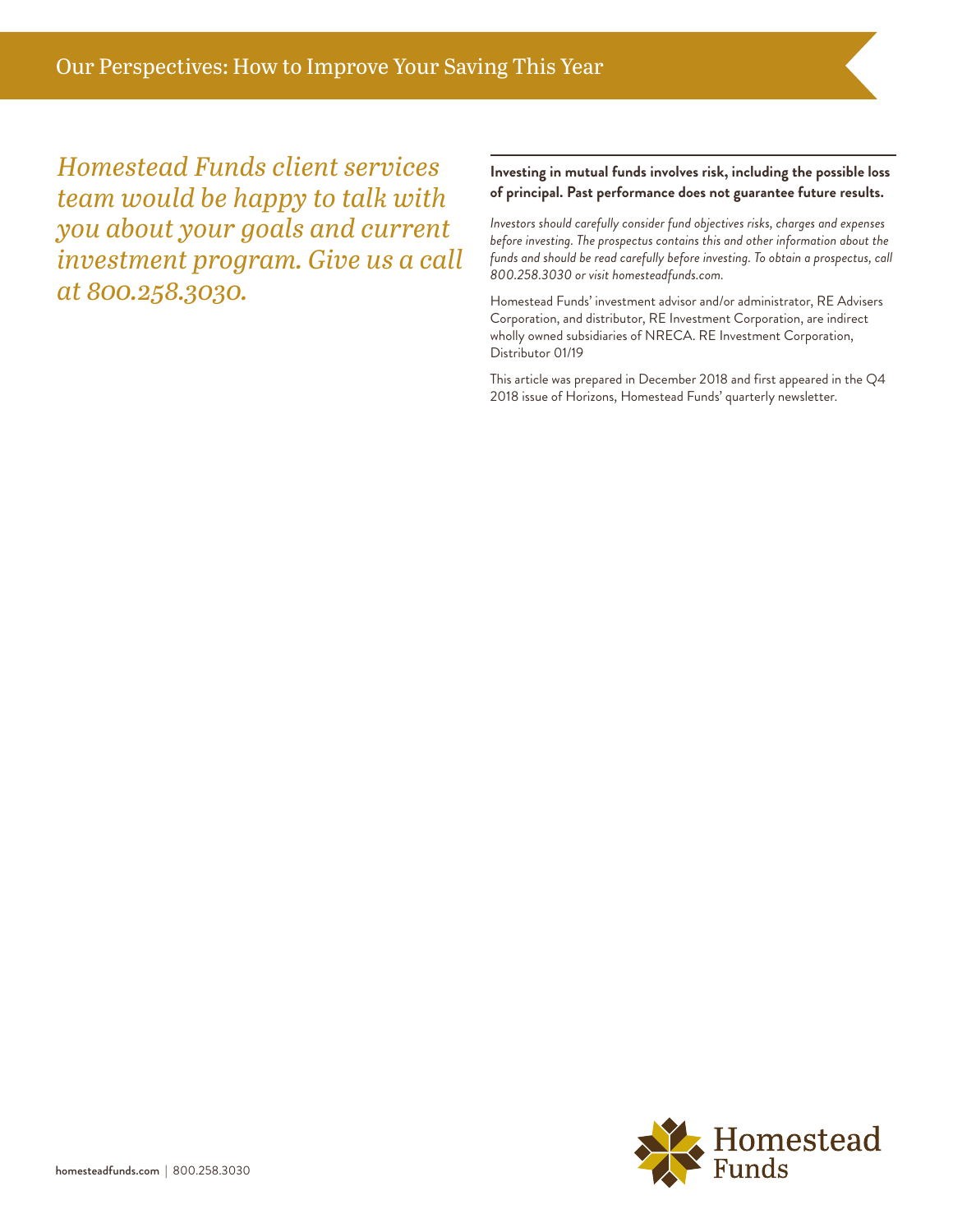*Homestead Funds client services team would be happy to talk with you about your goals and current investment program. Give us a call at 800.258.3030.*

**Investing in mutual funds involves risk, including the possible loss of principal. Past performance does not guarantee future results.**

*Investors should carefully consider fund objectives risks, charges and expenses before investing. The prospectus contains this and other information about the funds and should be read carefully before investing. To obtain a prospectus, call 800.258.3030 or visit homesteadfunds.com.*

Homestead Funds' investment advisor and/or administrator, RE Advisers Corporation, and distributor, RE Investment Corporation, are indirect wholly owned subsidiaries of NRECA. RE Investment Corporation, Distributor 01/19

This article was prepared in December 2018 and first appeared in the Q4 2018 issue of Horizons, Homestead Funds' quarterly newsletter.